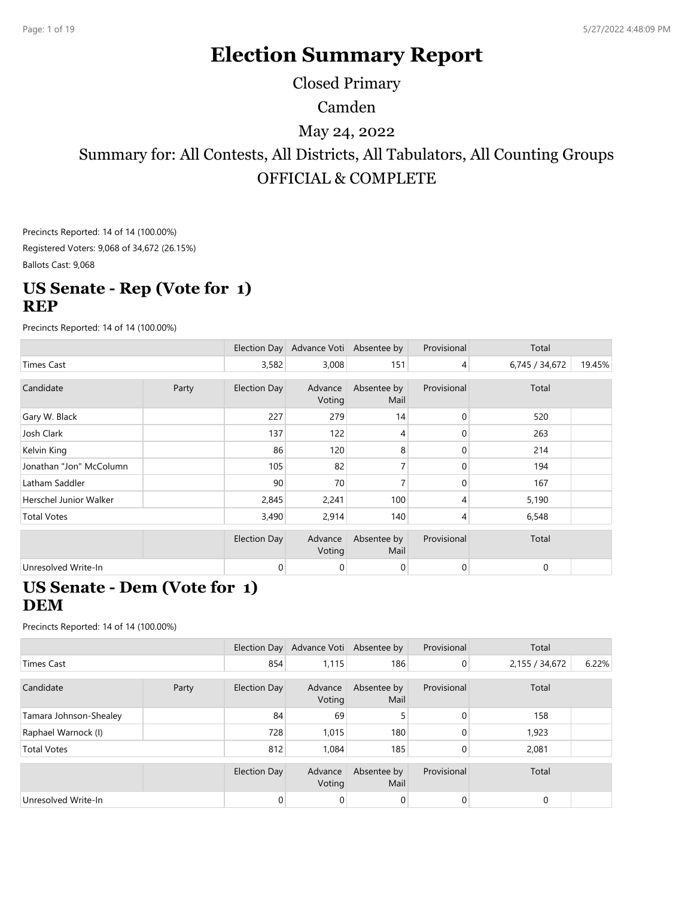# Election Summary Report

Closed Primary

Camden

May 24, 2022

Summary for: All Contests, All Districts, All Tabulators, All Counting Groups

OFFICIAL & COMPLETE

Precincts Reported: 14 of 14 (100.00%)

Registered Voters: 9,068 of 34,672 (26.15%)

Ballots Cast: 9,068

## US Senate - Rep (Vote for 1)
## REP

Precincts Reported: 14 of 14 (100.00%)

| | | Election Day | Advance Voti | Absentee by | Provisional | Total | |
|---|---|---|---|---|---|---|---|
| Times Cast | | 3,582 | 3,008 | 151 | 4 | 6,745 / 34,672 | 19.45% |

| Candidate | Party | Election Day | Advance Voting | Absentee by Mail | Provisional | Total | |
|---|---|---|---|---|---|---|---|
| Gary W. Black | | 227 | 279 | 14 | 0 | 520 | |
| Josh Clark | | 137 | 122 | 4 | 0 | 263 | |
| Kelvin King | | 86 | 120 | 8 | 0 | 214 | |
| Jonathan "Jon" McColumn | | 105 | 82 | 7 | 0 | 194 | |
| Latham Saddler | | 90 | 70 | 7 | 0 | 167 | |
| Herschel Junior Walker | | 2,845 | 2,241 | 100 | 4 | 5,190 | |
| Total Votes | | 3,490 | 2,914 | 140 | 4 | 6,548 | |

| | | Election Day | Advance Voting | Absentee by Mail | Provisional | Total | |
|---|---|---|---|---|---|---|---|
| Unresolved Write-In | | 0 | 0 | 0 | 0 | 0 | |

## US Senate - Dem (Vote for 1)
## DEM

Precincts Reported: 14 of 14 (100.00%)

| | | Election Day | Advance Voti | Absentee by | Provisional | Total | |
|---|---|---|---|---|---|---|---|
| Times Cast | | 854 | 1,115 | 186 | 0 | 2,155 / 34,672 | 6.22% |

| Candidate | Party | Election Day | Advance Voting | Absentee by Mail | Provisional | Total | |
|---|---|---|---|---|---|---|---|
| Tamara Johnson-Shealey | | 84 | 69 | 5 | 0 | 158 | |
| Raphael Warnock (I) | | 728 | 1,015 | 180 | 0 | 1,923 | |
| Total Votes | | 812 | 1,084 | 185 | 0 | 2,081 | |

| | | Election Day | Advance Voting | Absentee by Mail | Provisional | Total | |
|---|---|---|---|---|---|---|---|
| Unresolved Write-In | | 0 | 0 | 0 | 0 | 0 | |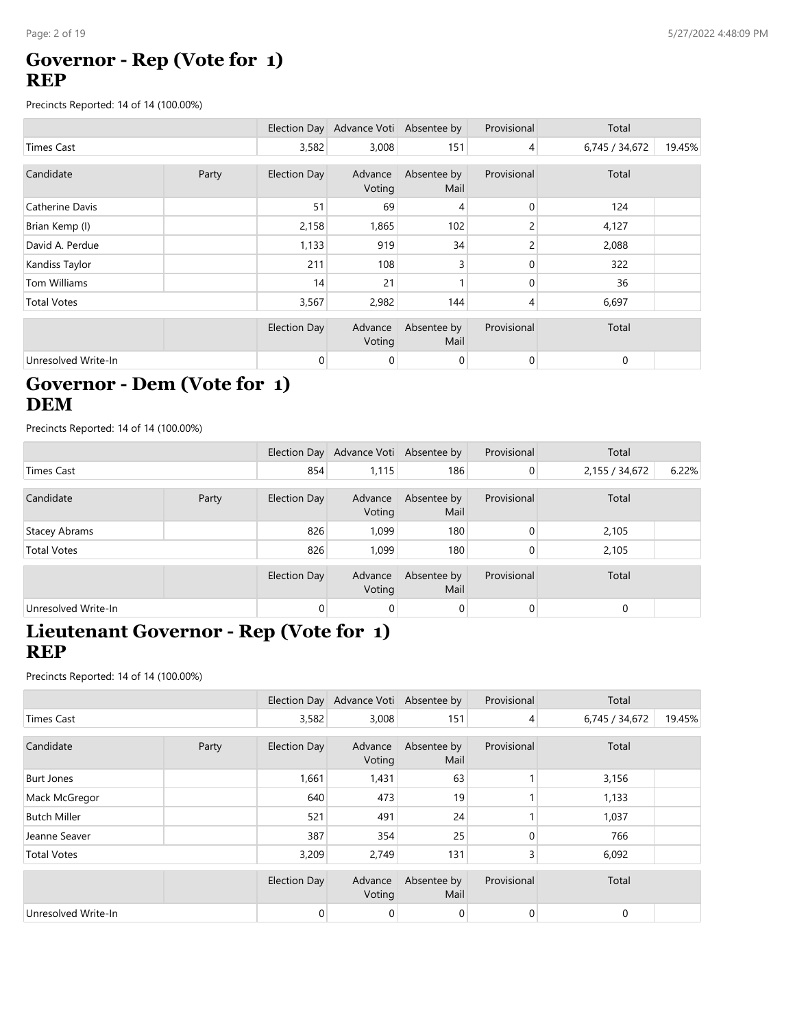## Governor - Rep (Vote for 1)
## REP

Precincts Reported: 14 of 14 (100.00%)

| | | Election Day | Advance Voti | Absentee by | Provisional | Total | |
|---|---|---|---|---|---|---|---|
| Times Cast | | 3,582 | 3,008 | 151 | 4 | 6,745 / 34,672 | 19.45% |

| Candidate | Party | Election Day | Advance Voting | Absentee by Mail | Provisional | Total | |
|---|---|---|---|---|---|---|---|
| Catherine Davis | | 51 | 69 | 4 | 0 | 124 | |
| Brian Kemp (I) | | 2,158 | 1,865 | 102 | 2 | 4,127 | |
| David A. Perdue | | 1,133 | 919 | 34 | 2 | 2,088 | |
| Kandiss Taylor | | 211 | 108 | 3 | 0 | 322 | |
| Tom Williams | | 14 | 21 | 1 | 0 | 36 | |
| Total Votes | | 3,567 | 2,982 | 144 | 4 | 6,697 | |

| | | Election Day | Advance Voting | Absentee by Mail | Provisional | Total | |
|---|---|---|---|---|---|---|---|
| Unresolved Write-In | | 0 | 0 | 0 | 0 | 0 | |

## Governor - Dem (Vote for 1)
## DEM

Precincts Reported: 14 of 14 (100.00%)

| | | Election Day | Advance Voti | Absentee by | Provisional | Total | |
|---|---|---|---|---|---|---|---|
| Times Cast | | 854 | 1,115 | 186 | 0 | 2,155 / 34,672 | 6.22% |

| Candidate | Party | Election Day | Advance Voting | Absentee by Mail | Provisional | Total | |
|---|---|---|---|---|---|---|---|
| Stacey Abrams | | 826 | 1,099 | 180 | 0 | 2,105 | |
| Total Votes | | 826 | 1,099 | 180 | 0 | 2,105 | |

| | | Election Day | Advance Voting | Absentee by Mail | Provisional | Total | |
|---|---|---|---|---|---|---|---|
| Unresolved Write-In | | 0 | 0 | 0 | 0 | 0 | |

## Lieutenant Governor - Rep (Vote for 1)
## REP

Precincts Reported: 14 of 14 (100.00%)

| | | Election Day | Advance Voti | Absentee by | Provisional | Total | |
|---|---|---|---|---|---|---|---|
| Times Cast | | 3,582 | 3,008 | 151 | 4 | 6,745 / 34,672 | 19.45% |

| Candidate | Party | Election Day | Advance Voting | Absentee by Mail | Provisional | Total | |
|---|---|---|---|---|---|---|---|
| Burt Jones | | 1,661 | 1,431 | 63 | 1 | 3,156 | |
| Mack McGregor | | 640 | 473 | 19 | 1 | 1,133 | |
| Butch Miller | | 521 | 491 | 24 | 1 | 1,037 | |
| Jeanne Seaver | | 387 | 354 | 25 | 0 | 766 | |
| Total Votes | | 3,209 | 2,749 | 131 | 3 | 6,092 | |

| | | Election Day | Advance Voting | Absentee by Mail | Provisional | Total | |
|---|---|---|---|---|---|---|---|
| Unresolved Write-In | | 0 | 0 | 0 | 0 | 0 | |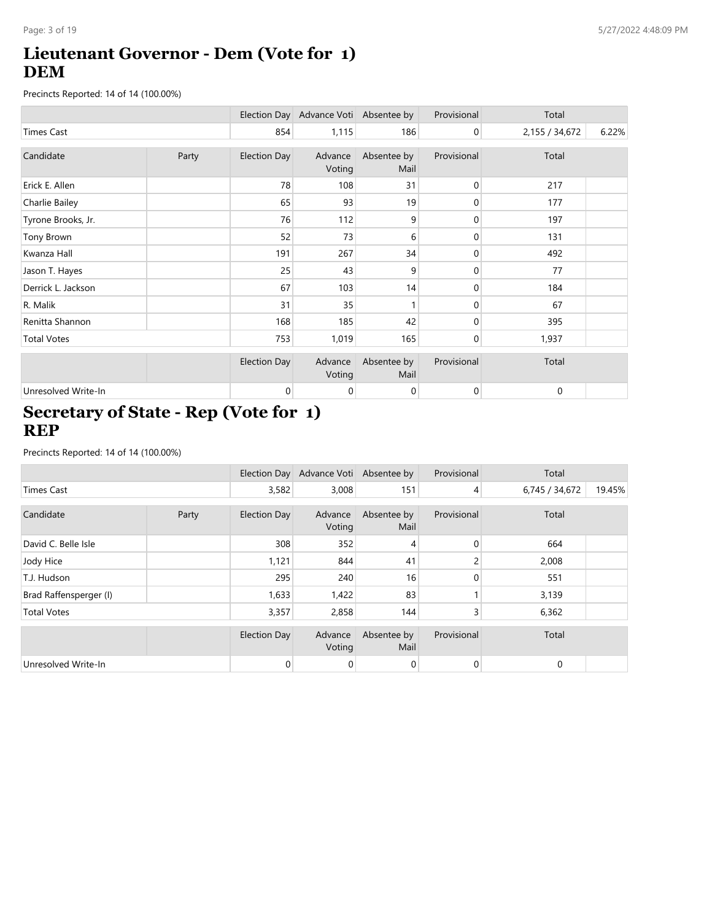# Lieutenant Governor - Dem (Vote for 1)
# DEM

Precincts Reported: 14 of 14 (100.00%)

| | | Election Day | Advance Voti | Absentee by | Provisional | Total | |
|---|---|---|---|---|---|---|---|
| Times Cast | | 854 | 1,115 | 186 | 0 | 2,155 / 34,672 | 6.22% |

| Candidate | Party | Election Day | Advance Voting | Absentee by Mail | Provisional | Total | |
|---|---|---|---|---|---|---|---|
| Erick E. Allen | | 78 | 108 | 31 | 0 | 217 | |
| Charlie Bailey | | 65 | 93 | 19 | 0 | 177 | |
| Tyrone Brooks, Jr. | | 76 | 112 | 9 | 0 | 197 | |
| Tony Brown | | 52 | 73 | 6 | 0 | 131 | |
| Kwanza Hall | | 191 | 267 | 34 | 0 | 492 | |
| Jason T. Hayes | | 25 | 43 | 9 | 0 | 77 | |
| Derrick L. Jackson | | 67 | 103 | 14 | 0 | 184 | |
| R. Malik | | 31 | 35 | 1 | 0 | 67 | |
| Renitta Shannon | | 168 | 185 | 42 | 0 | 395 | |
| Total Votes | | 753 | 1,019 | 165 | 0 | 1,937 | |

| | | Election Day | Advance Voting | Absentee by Mail | Provisional | Total | |
|---|---|---|---|---|---|---|---|
| Unresolved Write-In | | 0 | 0 | 0 | 0 | 0 | |

# Secretary of State - Rep (Vote for 1)
# REP

Precincts Reported: 14 of 14 (100.00%)

| | | Election Day | Advance Voti | Absentee by | Provisional | Total | |
|---|---|---|---|---|---|---|---|
| Times Cast | | 3,582 | 3,008 | 151 | 4 | 6,745 / 34,672 | 19.45% |

| Candidate | Party | Election Day | Advance Voting | Absentee by Mail | Provisional | Total | |
|---|---|---|---|---|---|---|---|
| David C. Belle Isle | | 308 | 352 | 4 | 0 | 664 | |
| Jody Hice | | 1,121 | 844 | 41 | 2 | 2,008 | |
| T.J. Hudson | | 295 | 240 | 16 | 0 | 551 | |
| Brad Raffensperger (I) | | 1,633 | 1,422 | 83 | 1 | 3,139 | |
| Total Votes | | 3,357 | 2,858 | 144 | 3 | 6,362 | |

| | | Election Day | Advance Voting | Absentee by Mail | Provisional | Total | |
|---|---|---|---|---|---|---|---|
| Unresolved Write-In | | 0 | 0 | 0 | 0 | 0 | |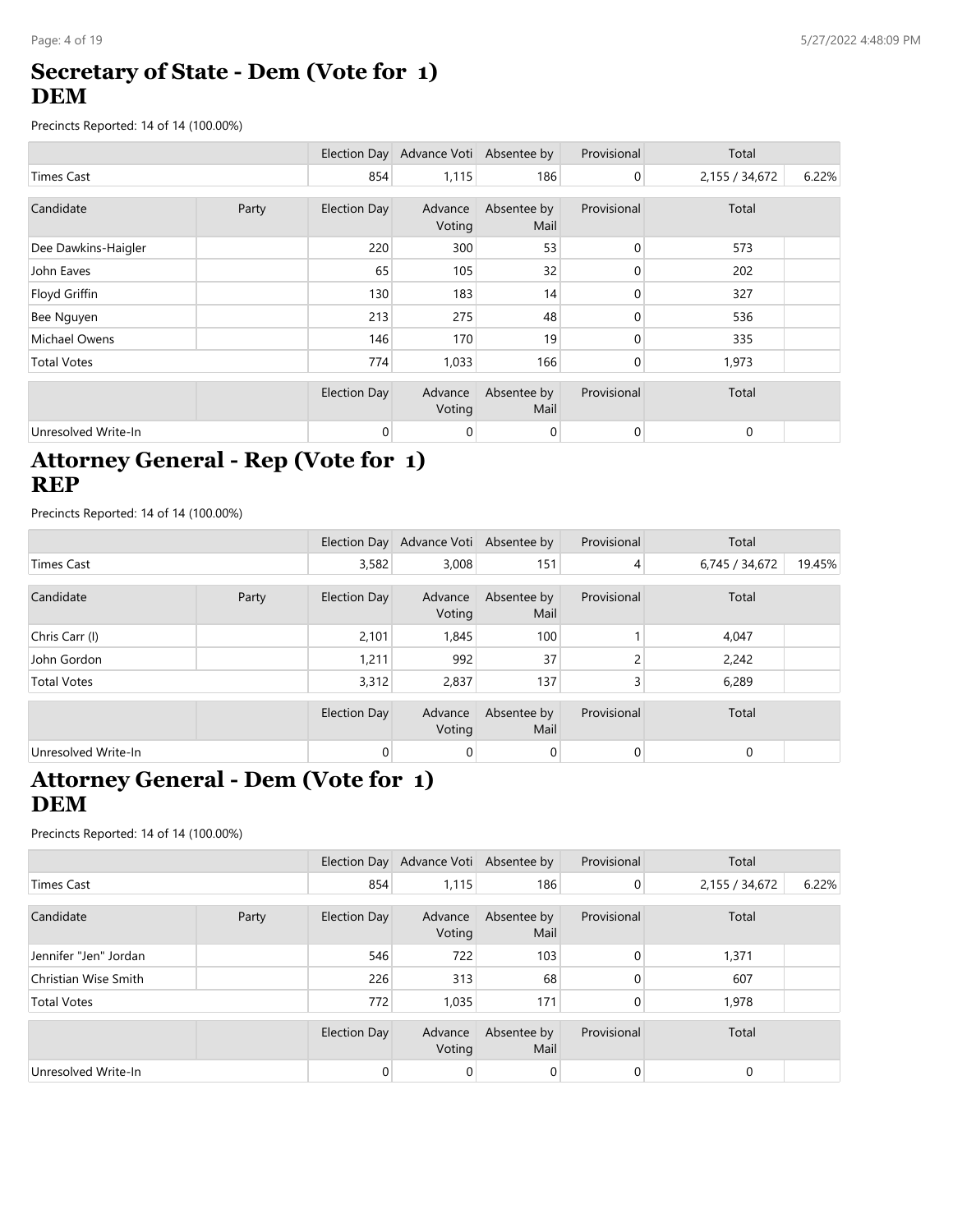## Secretary of State - Dem (Vote for 1)
## DEM

Precincts Reported: 14 of 14 (100.00%)

| | | Election Day | Advance Voti | Absentee by | Provisional | Total | |
|---|---|---|---|---|---|---|---|
| Times Cast | | 854 | 1,115 | 186 | 0 | 2,155 / 34,672 | 6.22% |

| Candidate | Party | Election Day | Advance Voting | Absentee by Mail | Provisional | Total | |
|---|---|---|---|---|---|---|---|
| Dee Dawkins-Haigler | | 220 | 300 | 53 | 0 | 573 | |
| John Eaves | | 65 | 105 | 32 | 0 | 202 | |
| Floyd Griffin | | 130 | 183 | 14 | 0 | 327 | |
| Bee Nguyen | | 213 | 275 | 48 | 0 | 536 | |
| Michael Owens | | 146 | 170 | 19 | 0 | 335 | |
| Total Votes | | 774 | 1,033 | 166 | 0 | 1,973 | |

| | | Election Day | Advance Voting | Absentee by Mail | Provisional | Total | |
|---|---|---|---|---|---|---|---|
| Unresolved Write-In | | 0 | 0 | 0 | 0 | 0 | |

## Attorney General - Rep (Vote for 1)
## REP

Precincts Reported: 14 of 14 (100.00%)

| | | Election Day | Advance Voti | Absentee by | Provisional | Total | |
|---|---|---|---|---|---|---|---|
| Times Cast | | 3,582 | 3,008 | 151 | 4 | 6,745 / 34,672 | 19.45% |

| Candidate | Party | Election Day | Advance Voting | Absentee by Mail | Provisional | Total | |
|---|---|---|---|---|---|---|---|
| Chris Carr (I) | | 2,101 | 1,845 | 100 | 1 | 4,047 | |
| John Gordon | | 1,211 | 992 | 37 | 2 | 2,242 | |
| Total Votes | | 3,312 | 2,837 | 137 | 3 | 6,289 | |

| | | Election Day | Advance Voting | Absentee by Mail | Provisional | Total | |
|---|---|---|---|---|---|---|---|
| Unresolved Write-In | | 0 | 0 | 0 | 0 | 0 | |

## Attorney General - Dem (Vote for 1)
## DEM

Precincts Reported: 14 of 14 (100.00%)

| | | Election Day | Advance Voti | Absentee by | Provisional | Total | |
|---|---|---|---|---|---|---|---|
| Times Cast | | 854 | 1,115 | 186 | 0 | 2,155 / 34,672 | 6.22% |

| Candidate | Party | Election Day | Advance Voting | Absentee by Mail | Provisional | Total | |
|---|---|---|---|---|---|---|---|
| Jennifer "Jen" Jordan | | 546 | 722 | 103 | 0 | 1,371 | |
| Christian Wise Smith | | 226 | 313 | 68 | 0 | 607 | |
| Total Votes | | 772 | 1,035 | 171 | 0 | 1,978 | |

| | | Election Day | Advance Voting | Absentee by Mail | Provisional | Total | |
|---|---|---|---|---|---|---|---|
| Unresolved Write-In | | 0 | 0 | 0 | 0 | 0 | |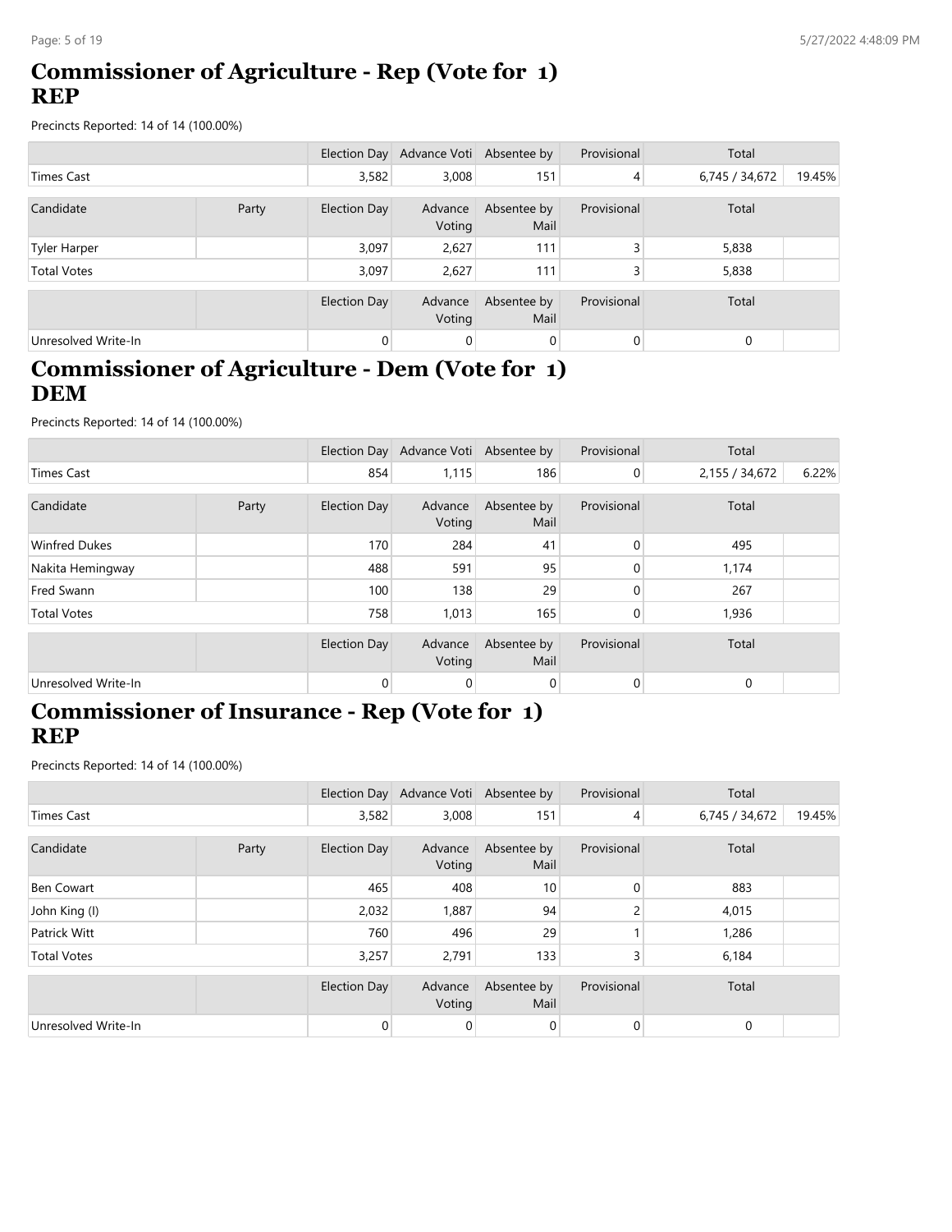## Commissioner of Agriculture - Rep (Vote for 1) REP

Precincts Reported: 14 of 14 (100.00%)

| | | Election Day | Advance Voti | Absentee by | Provisional | Total | |
|---|---|---|---|---|---|---|---|
| Times Cast | | 3,582 | 3,008 | 151 | 4 | 6,745 / 34,672 | 19.45% |

| Candidate | Party | Election Day | Advance Voting | Absentee by Mail | Provisional | Total | |
|---|---|---|---|---|---|---|---|
| Tyler Harper | | 3,097 | 2,627 | 111 | 3 | 5,838 | |
| Total Votes | | 3,097 | 2,627 | 111 | 3 | 5,838 | |

| | | Election Day | Advance Voting | Absentee by Mail | Provisional | Total | |
|---|---|---|---|---|---|---|---|
| Unresolved Write-In | | 0 | 0 | 0 | 0 | 0 | |

## Commissioner of Agriculture - Dem (Vote for 1) DEM

Precincts Reported: 14 of 14 (100.00%)

| | | Election Day | Advance Voti | Absentee by | Provisional | Total | |
|---|---|---|---|---|---|---|---|
| Times Cast | | 854 | 1,115 | 186 | 0 | 2,155 / 34,672 | 6.22% |

| Candidate | Party | Election Day | Advance Voting | Absentee by Mail | Provisional | Total | |
|---|---|---|---|---|---|---|---|
| Winfred Dukes | | 170 | 284 | 41 | 0 | 495 | |
| Nakita Hemingway | | 488 | 591 | 95 | 0 | 1,174 | |
| Fred Swann | | 100 | 138 | 29 | 0 | 267 | |
| Total Votes | | 758 | 1,013 | 165 | 0 | 1,936 | |

| | | Election Day | Advance Voting | Absentee by Mail | Provisional | Total | |
|---|---|---|---|---|---|---|---|
| Unresolved Write-In | | 0 | 0 | 0 | 0 | 0 | |

## Commissioner of Insurance - Rep (Vote for 1) REP

Precincts Reported: 14 of 14 (100.00%)

| | | Election Day | Advance Voti | Absentee by | Provisional | Total | |
|---|---|---|---|---|---|---|---|
| Times Cast | | 3,582 | 3,008 | 151 | 4 | 6,745 / 34,672 | 19.45% |

| Candidate | Party | Election Day | Advance Voting | Absentee by Mail | Provisional | Total | |
|---|---|---|---|---|---|---|---|
| Ben Cowart | | 465 | 408 | 10 | 0 | 883 | |
| John King (I) | | 2,032 | 1,887 | 94 | 2 | 4,015 | |
| Patrick Witt | | 760 | 496 | 29 | 1 | 1,286 | |
| Total Votes | | 3,257 | 2,791 | 133 | 3 | 6,184 | |

| | | Election Day | Advance Voting | Absentee by Mail | Provisional | Total | |
|---|---|---|---|---|---|---|---|
| Unresolved Write-In | | 0 | 0 | 0 | 0 | 0 | |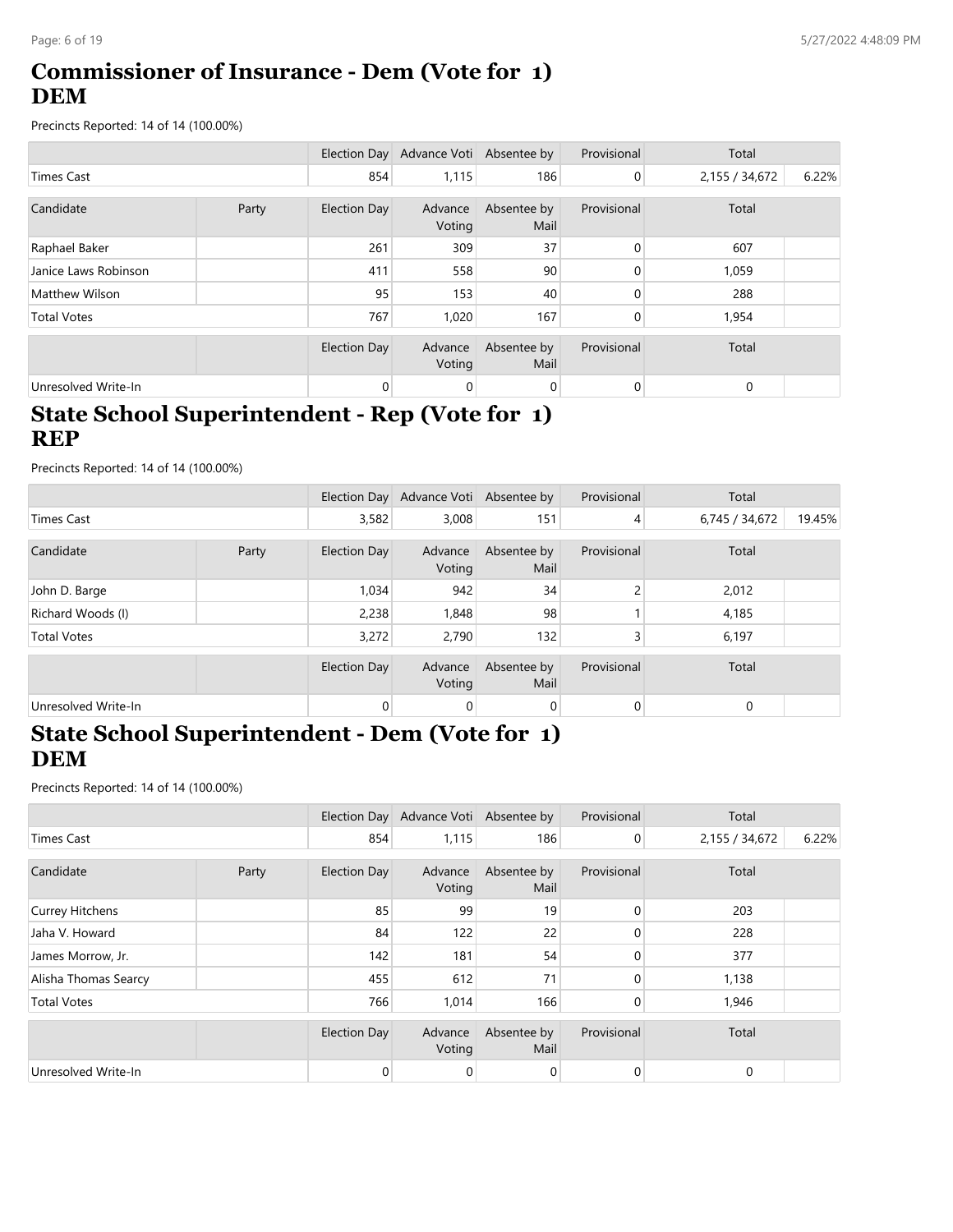## Commissioner of Insurance - Dem (Vote for 1) DEM

Precincts Reported: 14 of 14 (100.00%)

| | | Election Day | Advance Voti | Absentee by | Provisional | Total | |
|---|---|---|---|---|---|---|---|
| Times Cast | | 854 | 1,115 | 186 | 0 | 2,155 / 34,672 | 6.22% |

| Candidate | Party | Election Day | Advance Voting | Absentee by Mail | Provisional | Total | |
|---|---|---|---|---|---|---|---|
| Raphael Baker | | 261 | 309 | 37 | 0 | 607 | |
| Janice Laws Robinson | | 411 | 558 | 90 | 0 | 1,059 | |
| Matthew Wilson | | 95 | 153 | 40 | 0 | 288 | |
| Total Votes | | 767 | 1,020 | 167 | 0 | 1,954 | |

| | | Election Day | Advance Voting | Absentee by Mail | Provisional | Total | |
|---|---|---|---|---|---|---|---|
| Unresolved Write-In | | 0 | 0 | 0 | 0 | 0 | |

## State School Superintendent - Rep (Vote for 1) REP

Precincts Reported: 14 of 14 (100.00%)

| | | Election Day | Advance Voti | Absentee by | Provisional | Total | |
|---|---|---|---|---|---|---|---|
| Times Cast | | 3,582 | 3,008 | 151 | 4 | 6,745 / 34,672 | 19.45% |

| Candidate | Party | Election Day | Advance Voting | Absentee by Mail | Provisional | Total | |
|---|---|---|---|---|---|---|---|
| John D. Barge | | 1,034 | 942 | 34 | 2 | 2,012 | |
| Richard Woods (I) | | 2,238 | 1,848 | 98 | 1 | 4,185 | |
| Total Votes | | 3,272 | 2,790 | 132 | 3 | 6,197 | |

| | | Election Day | Advance Voting | Absentee by Mail | Provisional | Total | |
|---|---|---|---|---|---|---|---|
| Unresolved Write-In | | 0 | 0 | 0 | 0 | 0 | |

## State School Superintendent - Dem (Vote for 1) DEM

Precincts Reported: 14 of 14 (100.00%)

| | | Election Day | Advance Voti | Absentee by | Provisional | Total | |
|---|---|---|---|---|---|---|---|
| Times Cast | | 854 | 1,115 | 186 | 0 | 2,155 / 34,672 | 6.22% |

| Candidate | Party | Election Day | Advance Voting | Absentee by Mail | Provisional | Total | |
|---|---|---|---|---|---|---|---|
| Currey Hitchens | | 85 | 99 | 19 | 0 | 203 | |
| Jaha V. Howard | | 84 | 122 | 22 | 0 | 228 | |
| James Morrow, Jr. | | 142 | 181 | 54 | 0 | 377 | |
| Alisha Thomas Searcy | | 455 | 612 | 71 | 0 | 1,138 | |
| Total Votes | | 766 | 1,014 | 166 | 0 | 1,946 | |

| | | Election Day | Advance Voting | Absentee by Mail | Provisional | Total | |
|---|---|---|---|---|---|---|---|
| Unresolved Write-In | | 0 | 0 | 0 | 0 | 0 | |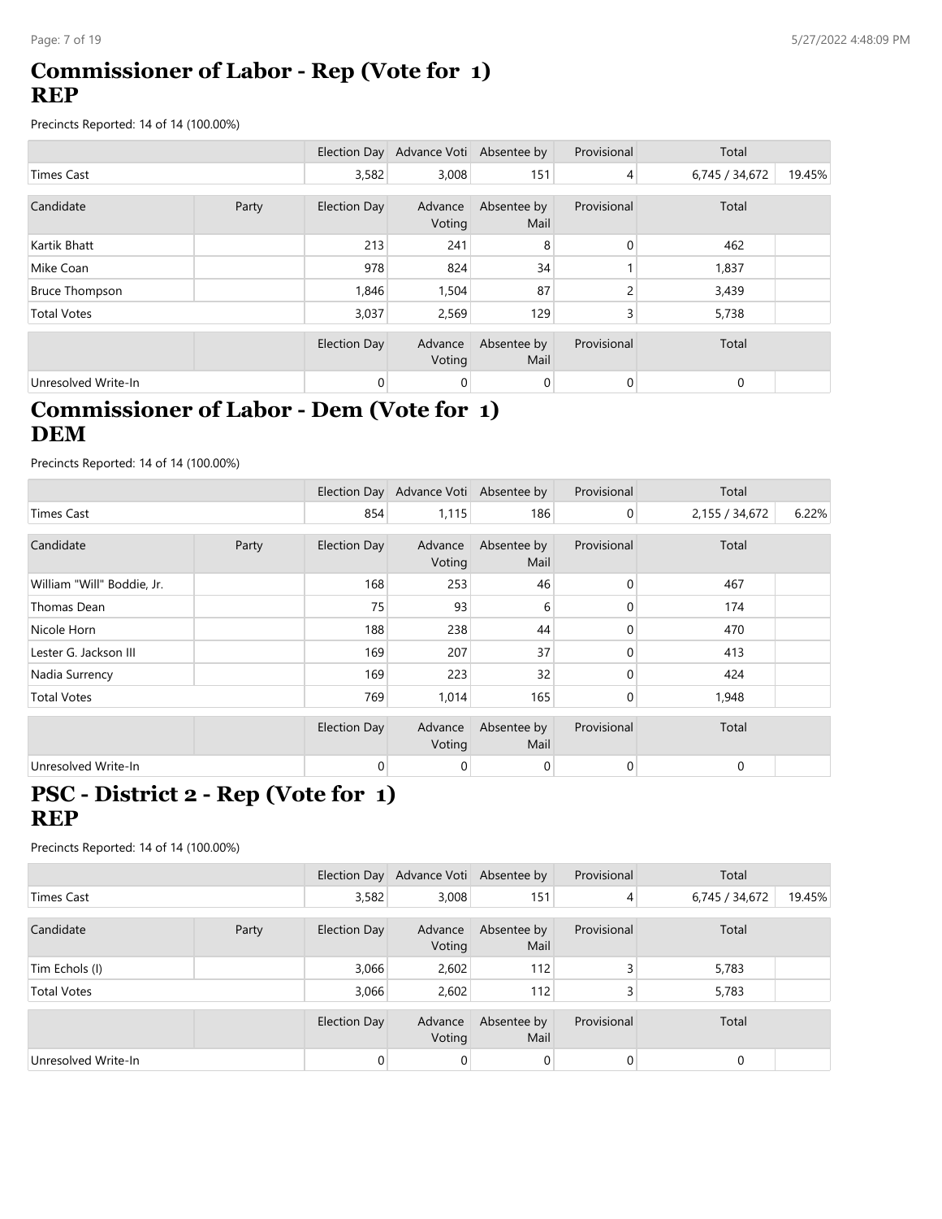# Commissioner of Labor - Rep (Vote for 1)
# REP

Precincts Reported: 14 of 14 (100.00%)

| | | Election Day | Advance Voti | Absentee by | Provisional | Total | |
|---|---|---|---|---|---|---|---|
| Times Cast | | 3,582 | 3,008 | 151 | 4 | 6,745 / 34,672 | 19.45% |

| Candidate | Party | Election Day | Advance Voting | Absentee by Mail | Provisional | Total | |
|---|---|---|---|---|---|---|---|
| Kartik Bhatt | | 213 | 241 | 8 | 0 | 462 | |
| Mike Coan | | 978 | 824 | 34 | 1 | 1,837 | |
| Bruce Thompson | | 1,846 | 1,504 | 87 | 2 | 3,439 | |
| Total Votes | | 3,037 | 2,569 | 129 | 3 | 5,738 | |

| | | Election Day | Advance Voting | Absentee by Mail | Provisional | Total | |
|---|---|---|---|---|---|---|---|
| Unresolved Write-In | | 0 | 0 | 0 | 0 | 0 | |

# Commissioner of Labor - Dem (Vote for 1)
# DEM

Precincts Reported: 14 of 14 (100.00%)

| | | Election Day | Advance Voti | Absentee by | Provisional | Total | |
|---|---|---|---|---|---|---|---|
| Times Cast | | 854 | 1,115 | 186 | 0 | 2,155 / 34,672 | 6.22% |

| Candidate | Party | Election Day | Advance Voting | Absentee by Mail | Provisional | Total | |
|---|---|---|---|---|---|---|---|
| William "Will" Boddie, Jr. | | 168 | 253 | 46 | 0 | 467 | |
| Thomas Dean | | 75 | 93 | 6 | 0 | 174 | |
| Nicole Horn | | 188 | 238 | 44 | 0 | 470 | |
| Lester G. Jackson III | | 169 | 207 | 37 | 0 | 413 | |
| Nadia Surrency | | 169 | 223 | 32 | 0 | 424 | |
| Total Votes | | 769 | 1,014 | 165 | 0 | 1,948 | |

| | | Election Day | Advance Voting | Absentee by Mail | Provisional | Total | |
|---|---|---|---|---|---|---|---|
| Unresolved Write-In | | 0 | 0 | 0 | 0 | 0 | |

# PSC - District 2 - Rep (Vote for 1)
# REP

Precincts Reported: 14 of 14 (100.00%)

| | | Election Day | Advance Voti | Absentee by | Provisional | Total | |
|---|---|---|---|---|---|---|---|
| Times Cast | | 3,582 | 3,008 | 151 | 4 | 6,745 / 34,672 | 19.45% |

| Candidate | Party | Election Day | Advance Voting | Absentee by Mail | Provisional | Total | |
|---|---|---|---|---|---|---|---|
| Tim Echols (I) | | 3,066 | 2,602 | 112 | 3 | 5,783 | |
| Total Votes | | 3,066 | 2,602 | 112 | 3 | 5,783 | |

| | | Election Day | Advance Voting | Absentee by Mail | Provisional | Total | |
|---|---|---|---|---|---|---|---|
| Unresolved Write-In | | 0 | 0 | 0 | 0 | 0 | |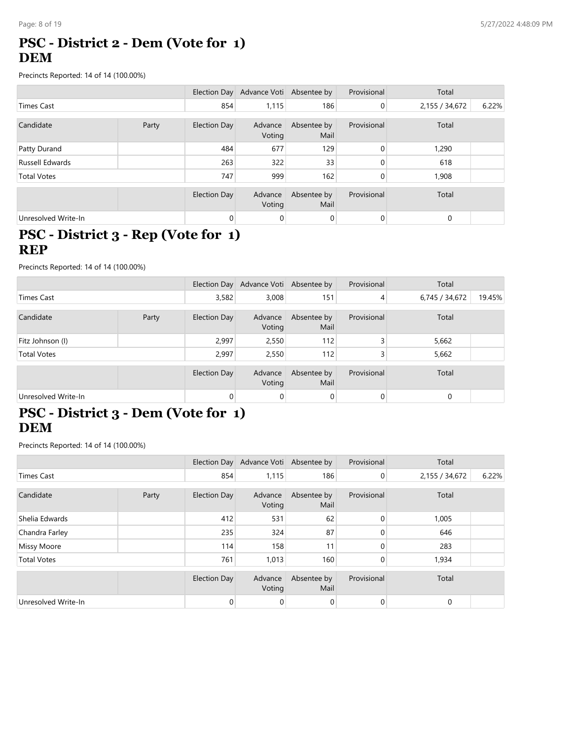## PSC - District 2 - Dem (Vote for 1)
## DEM

Precincts Reported: 14 of 14 (100.00%)

| | | Election Day | Advance Voti | Absentee by | Provisional | Total | |
|---|---|---|---|---|---|---|---|
| Times Cast | | 854 | 1,115 | 186 | 0 | 2,155 / 34,672 | 6.22% |

| Candidate | Party | Election Day | Advance Voting | Absentee by Mail | Provisional | Total | |
|---|---|---|---|---|---|---|---|
| Patty Durand | | 484 | 677 | 129 | 0 | 1,290 | |
| Russell Edwards | | 263 | 322 | 33 | 0 | 618 | |
| Total Votes | | 747 | 999 | 162 | 0 | 1,908 | |

| | | Election Day | Advance Voting | Absentee by Mail | Provisional | Total | |
|---|---|---|---|---|---|---|---|
| Unresolved Write-In | | 0 | 0 | 0 | 0 | 0 | |

## PSC - District 3 - Rep (Vote for 1)
## REP

Precincts Reported: 14 of 14 (100.00%)

| | | Election Day | Advance Voti | Absentee by | Provisional | Total | |
|---|---|---|---|---|---|---|---|
| Times Cast | | 3,582 | 3,008 | 151 | 4 | 6,745 / 34,672 | 19.45% |

| Candidate | Party | Election Day | Advance Voting | Absentee by Mail | Provisional | Total | |
|---|---|---|---|---|---|---|---|
| Fitz Johnson (I) | | 2,997 | 2,550 | 112 | 3 | 5,662 | |
| Total Votes | | 2,997 | 2,550 | 112 | 3 | 5,662 | |

| | | Election Day | Advance Voting | Absentee by Mail | Provisional | Total | |
|---|---|---|---|---|---|---|---|
| Unresolved Write-In | | 0 | 0 | 0 | 0 | 0 | |

## PSC - District 3 - Dem (Vote for 1)
## DEM

Precincts Reported: 14 of 14 (100.00%)

| | | Election Day | Advance Voti | Absentee by | Provisional | Total | |
|---|---|---|---|---|---|---|---|
| Times Cast | | 854 | 1,115 | 186 | 0 | 2,155 / 34,672 | 6.22% |

| Candidate | Party | Election Day | Advance Voting | Absentee by Mail | Provisional | Total | |
|---|---|---|---|---|---|---|---|
| Shelia Edwards | | 412 | 531 | 62 | 0 | 1,005 | |
| Chandra Farley | | 235 | 324 | 87 | 0 | 646 | |
| Missy Moore | | 114 | 158 | 11 | 0 | 283 | |
| Total Votes | | 761 | 1,013 | 160 | 0 | 1,934 | |

| | | Election Day | Advance Voting | Absentee by Mail | Provisional | Total | |
|---|---|---|---|---|---|---|---|
| Unresolved Write-In | | 0 | 0 | 0 | 0 | 0 | |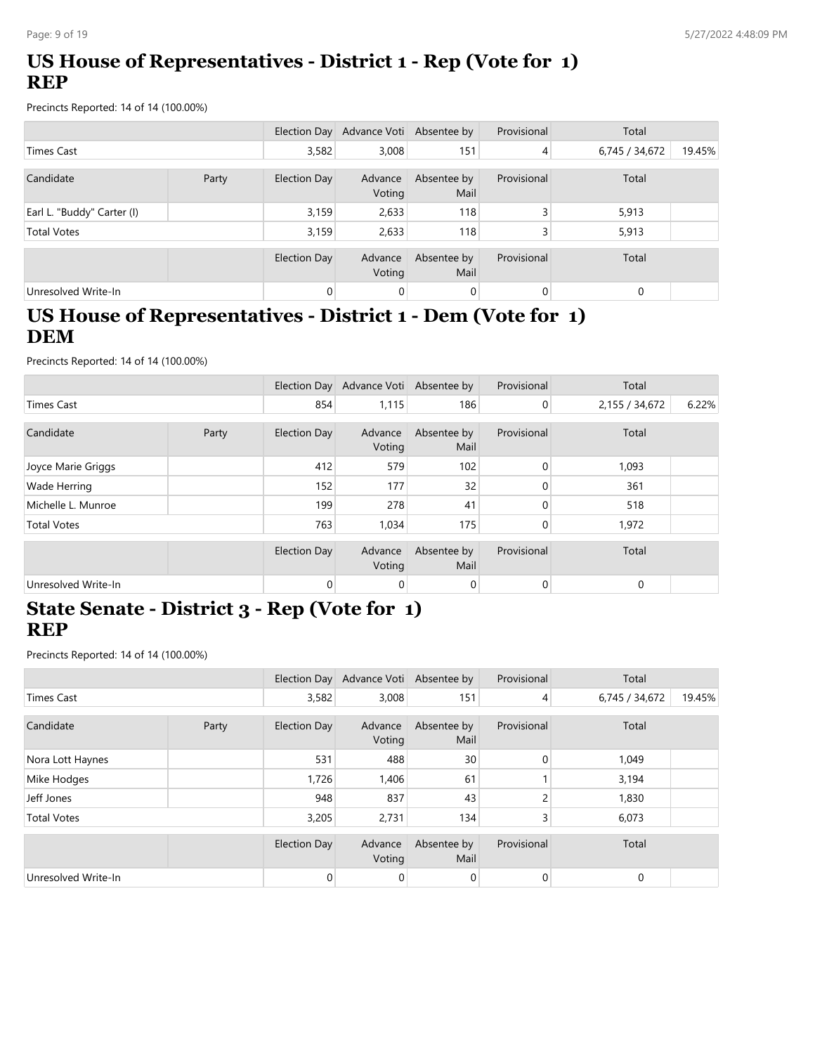## US House of Representatives - District 1 - Rep (Vote for 1) REP

Precincts Reported: 14 of 14 (100.00%)

| | | Election Day | Advance Voti | Absentee by | Provisional | Total | |
|---|---|---|---|---|---|---|---|
| Times Cast | | 3,582 | 3,008 | 151 | 4 | 6,745 / 34,672 | 19.45% |

| Candidate | Party | Election Day | Advance Voting | Absentee by Mail | Provisional | Total | |
|---|---|---|---|---|---|---|---|
| Earl L. "Buddy" Carter (I) | | 3,159 | 2,633 | 118 | 3 | 5,913 | |
| Total Votes | | 3,159 | 2,633 | 118 | 3 | 5,913 | |

| | | Election Day | Advance Voting | Absentee by Mail | Provisional | Total | |
|---|---|---|---|---|---|---|---|
| Unresolved Write-In | | 0 | 0 | 0 | 0 | 0 | |

## US House of Representatives - District 1 - Dem (Vote for 1) DEM

Precincts Reported: 14 of 14 (100.00%)

| | | Election Day | Advance Voti | Absentee by | Provisional | Total | |
|---|---|---|---|---|---|---|---|
| Times Cast | | 854 | 1,115 | 186 | 0 | 2,155 / 34,672 | 6.22% |

| Candidate | Party | Election Day | Advance Voting | Absentee by Mail | Provisional | Total | |
|---|---|---|---|---|---|---|---|
| Joyce Marie Griggs | | 412 | 579 | 102 | 0 | 1,093 | |
| Wade Herring | | 152 | 177 | 32 | 0 | 361 | |
| Michelle L. Munroe | | 199 | 278 | 41 | 0 | 518 | |
| Total Votes | | 763 | 1,034 | 175 | 0 | 1,972 | |

| | | Election Day | Advance Voting | Absentee by Mail | Provisional | Total | |
|---|---|---|---|---|---|---|---|
| Unresolved Write-In | | 0 | 0 | 0 | 0 | 0 | |

## State Senate - District 3 - Rep (Vote for 1) REP

Precincts Reported: 14 of 14 (100.00%)

| | | Election Day | Advance Voti | Absentee by | Provisional | Total | |
|---|---|---|---|---|---|---|---|
| Times Cast | | 3,582 | 3,008 | 151 | 4 | 6,745 / 34,672 | 19.45% |

| Candidate | Party | Election Day | Advance Voting | Absentee by Mail | Provisional | Total | |
|---|---|---|---|---|---|---|---|
| Nora Lott Haynes | | 531 | 488 | 30 | 0 | 1,049 | |
| Mike Hodges | | 1,726 | 1,406 | 61 | 1 | 3,194 | |
| Jeff Jones | | 948 | 837 | 43 | 2 | 1,830 | |
| Total Votes | | 3,205 | 2,731 | 134 | 3 | 6,073 | |

| | | Election Day | Advance Voting | Absentee by Mail | Provisional | Total | |
|---|---|---|---|---|---|---|---|
| Unresolved Write-In | | 0 | 0 | 0 | 0 | 0 | |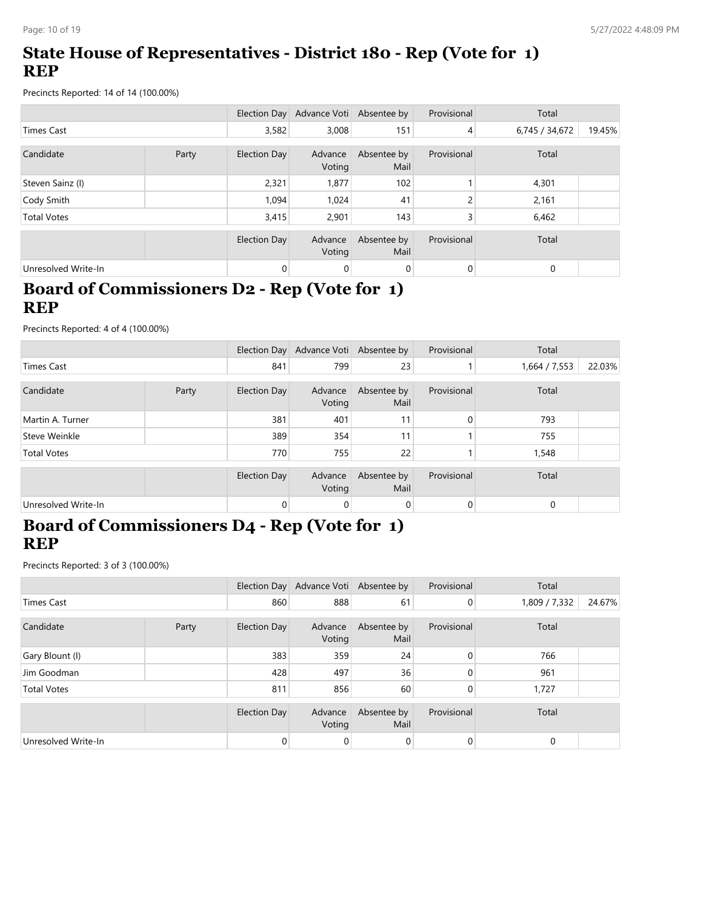## State House of Representatives - District 180 - Rep (Vote for 1) REP

Precincts Reported: 14 of 14 (100.00%)

| | | Election Day | Advance Voti | Absentee by | Provisional | Total | |
|---|---|---|---|---|---|---|---|
| Times Cast | | 3,582 | 3,008 | 151 | 4 | 6,745 / 34,672 | 19.45% |

| Candidate | Party | Election Day | Advance Voting | Absentee by Mail | Provisional | Total | |
|---|---|---|---|---|---|---|---|
| Steven Sainz (I) | | 2,321 | 1,877 | 102 | 1 | 4,301 | |
| Cody Smith | | 1,094 | 1,024 | 41 | 2 | 2,161 | |
| Total Votes | | 3,415 | 2,901 | 143 | 3 | 6,462 | |

| | | Election Day | Advance Voting | Absentee by Mail | Provisional | Total | |
|---|---|---|---|---|---|---|---|
| Unresolved Write-In | | 0 | 0 | 0 | 0 | 0 | |

## Board of Commissioners D2 - Rep (Vote for 1) REP

Precincts Reported: 4 of 4 (100.00%)

| | | Election Day | Advance Voti | Absentee by | Provisional | Total | |
|---|---|---|---|---|---|---|---|
| Times Cast | | 841 | 799 | 23 | 1 | 1,664 / 7,553 | 22.03% |

| Candidate | Party | Election Day | Advance Voting | Absentee by Mail | Provisional | Total | |
|---|---|---|---|---|---|---|---|
| Martin A. Turner | | 381 | 401 | 11 | 0 | 793 | |
| Steve Weinkle | | 389 | 354 | 11 | 1 | 755 | |
| Total Votes | | 770 | 755 | 22 | 1 | 1,548 | |

| | | Election Day | Advance Voting | Absentee by Mail | Provisional | Total | |
|---|---|---|---|---|---|---|---|
| Unresolved Write-In | | 0 | 0 | 0 | 0 | 0 | |

## Board of Commissioners D4 - Rep (Vote for 1) REP

Precincts Reported: 3 of 3 (100.00%)

| | | Election Day | Advance Voti | Absentee by | Provisional | Total | |
|---|---|---|---|---|---|---|---|
| Times Cast | | 860 | 888 | 61 | 0 | 1,809 / 7,332 | 24.67% |

| Candidate | Party | Election Day | Advance Voting | Absentee by Mail | Provisional | Total | |
|---|---|---|---|---|---|---|---|
| Gary Blount (I) | | 383 | 359 | 24 | 0 | 766 | |
| Jim Goodman | | 428 | 497 | 36 | 0 | 961 | |
| Total Votes | | 811 | 856 | 60 | 0 | 1,727 | |

| | | Election Day | Advance Voting | Absentee by Mail | Provisional | Total | |
|---|---|---|---|---|---|---|---|
| Unresolved Write-In | | 0 | 0 | 0 | 0 | 0 | |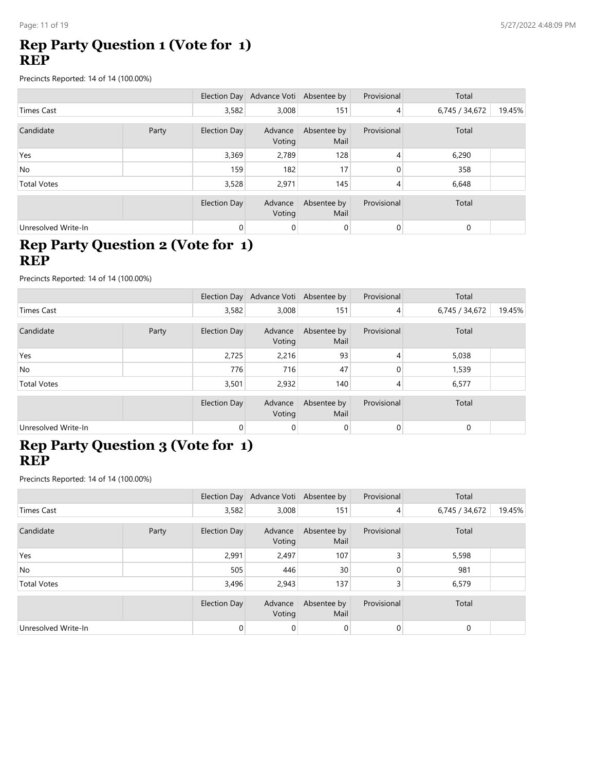## Rep Party Question 1 (Vote for 1)
## REP

Precincts Reported: 14 of 14 (100.00%)

| | | Election Day | Advance Voti | Absentee by | Provisional | Total | |
|---|---|---|---|---|---|---|---|
| Times Cast | | 3,582 | 3,008 | 151 | 4 | 6,745 / 34,672 | 19.45% |

| Candidate | Party | Election Day | Advance Voting | Absentee by Mail | Provisional | Total | |
|---|---|---|---|---|---|---|---|
| Yes | | 3,369 | 2,789 | 128 | 4 | 6,290 | |
| No | | 159 | 182 | 17 | 0 | 358 | |
| Total Votes | | 3,528 | 2,971 | 145 | 4 | 6,648 | |

| | | Election Day | Advance Voting | Absentee by Mail | Provisional | Total | |
|---|---|---|---|---|---|---|---|
| Unresolved Write-In | | 0 | 0 | 0 | 0 | 0 | |

## Rep Party Question 2 (Vote for 1)
## REP

Precincts Reported: 14 of 14 (100.00%)

| | | Election Day | Advance Voti | Absentee by | Provisional | Total | |
|---|---|---|---|---|---|---|---|
| Times Cast | | 3,582 | 3,008 | 151 | 4 | 6,745 / 34,672 | 19.45% |

| Candidate | Party | Election Day | Advance Voting | Absentee by Mail | Provisional | Total | |
|---|---|---|---|---|---|---|---|
| Yes | | 2,725 | 2,216 | 93 | 4 | 5,038 | |
| No | | 776 | 716 | 47 | 0 | 1,539 | |
| Total Votes | | 3,501 | 2,932 | 140 | 4 | 6,577 | |

| | | Election Day | Advance Voting | Absentee by Mail | Provisional | Total | |
|---|---|---|---|---|---|---|---|
| Unresolved Write-In | | 0 | 0 | 0 | 0 | 0 | |

## Rep Party Question 3 (Vote for 1)
## REP

Precincts Reported: 14 of 14 (100.00%)

| | | Election Day | Advance Voti | Absentee by | Provisional | Total | |
|---|---|---|---|---|---|---|---|
| Times Cast | | 3,582 | 3,008 | 151 | 4 | 6,745 / 34,672 | 19.45% |

| Candidate | Party | Election Day | Advance Voting | Absentee by Mail | Provisional | Total | |
|---|---|---|---|---|---|---|---|
| Yes | | 2,991 | 2,497 | 107 | 3 | 5,598 | |
| No | | 505 | 446 | 30 | 0 | 981 | |
| Total Votes | | 3,496 | 2,943 | 137 | 3 | 6,579 | |

| | | Election Day | Advance Voting | Absentee by Mail | Provisional | Total | |
|---|---|---|---|---|---|---|---|
| Unresolved Write-In | | 0 | 0 | 0 | 0 | 0 | |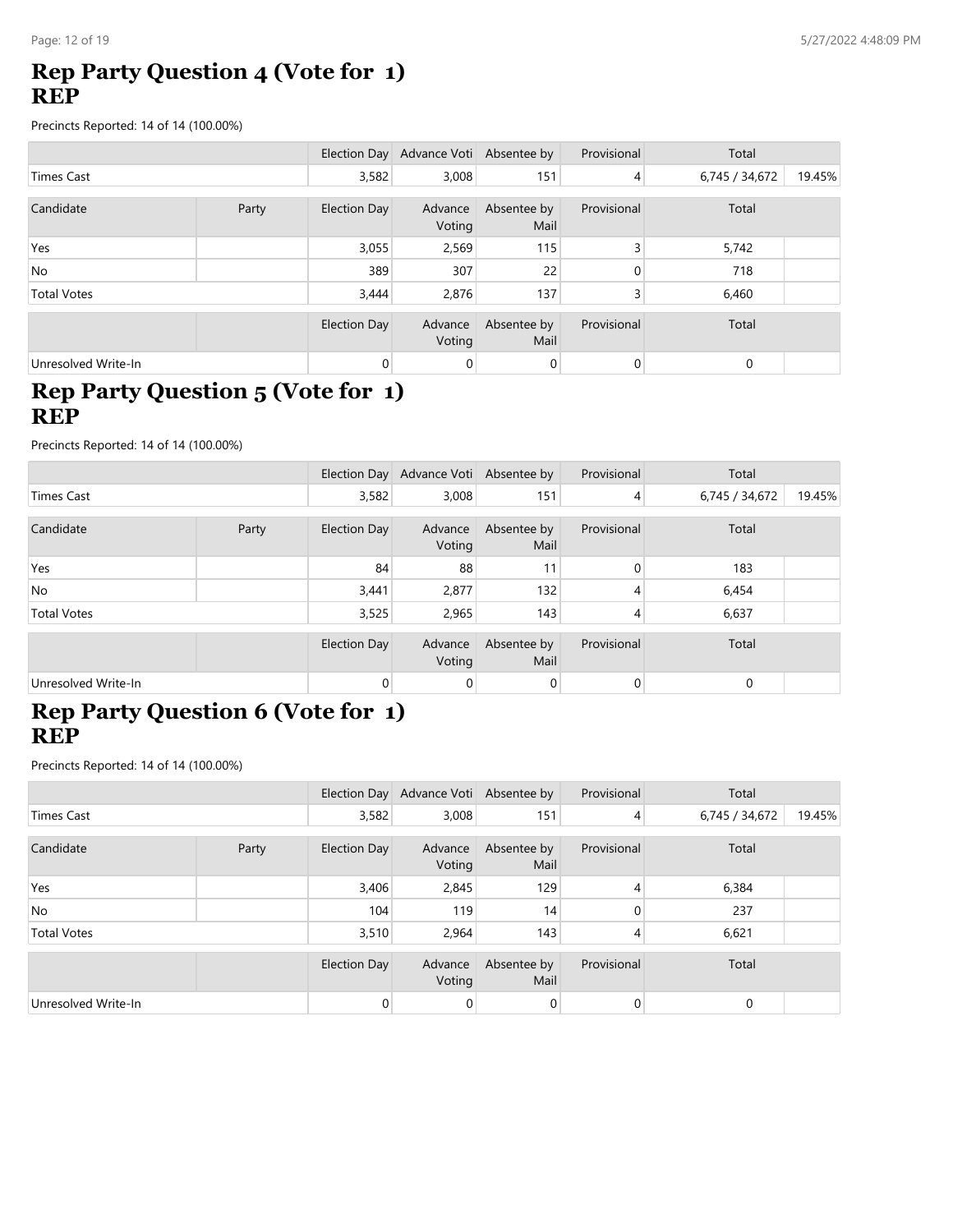## Rep Party Question 4 (Vote for 1)
## REP

Precincts Reported: 14 of 14 (100.00%)

| | | Election Day | Advance Voti | Absentee by | Provisional | Total | |
|---|---|---|---|---|---|---|---|
| Times Cast | | 3,582 | 3,008 | 151 | 4 | 6,745 / 34,672 | 19.45% |

| Candidate | Party | Election Day | Advance Voting | Absentee by Mail | Provisional | Total | |
|---|---|---|---|---|---|---|---|
| Yes | | 3,055 | 2,569 | 115 | 3 | 5,742 | |
| No | | 389 | 307 | 22 | 0 | 718 | |
| Total Votes | | 3,444 | 2,876 | 137 | 3 | 6,460 | |

| | | Election Day | Advance Voting | Absentee by Mail | Provisional | Total | |
|---|---|---|---|---|---|---|---|
| Unresolved Write-In | | 0 | 0 | 0 | 0 | 0 | |

## Rep Party Question 5 (Vote for 1)
## REP

Precincts Reported: 14 of 14 (100.00%)

| | | Election Day | Advance Voti | Absentee by | Provisional | Total | |
|---|---|---|---|---|---|---|---|
| Times Cast | | 3,582 | 3,008 | 151 | 4 | 6,745 / 34,672 | 19.45% |

| Candidate | Party | Election Day | Advance Voting | Absentee by Mail | Provisional | Total | |
|---|---|---|---|---|---|---|---|
| Yes | | 84 | 88 | 11 | 0 | 183 | |
| No | | 3,441 | 2,877 | 132 | 4 | 6,454 | |
| Total Votes | | 3,525 | 2,965 | 143 | 4 | 6,637 | |

| | | Election Day | Advance Voting | Absentee by Mail | Provisional | Total | |
|---|---|---|---|---|---|---|---|
| Unresolved Write-In | | 0 | 0 | 0 | 0 | 0 | |

## Rep Party Question 6 (Vote for 1)
## REP

Precincts Reported: 14 of 14 (100.00%)

| | | Election Day | Advance Voti | Absentee by | Provisional | Total | |
|---|---|---|---|---|---|---|---|
| Times Cast | | 3,582 | 3,008 | 151 | 4 | 6,745 / 34,672 | 19.45% |

| Candidate | Party | Election Day | Advance Voting | Absentee by Mail | Provisional | Total | |
|---|---|---|---|---|---|---|---|
| Yes | | 3,406 | 2,845 | 129 | 4 | 6,384 | |
| No | | 104 | 119 | 14 | 0 | 237 | |
| Total Votes | | 3,510 | 2,964 | 143 | 4 | 6,621 | |

| | | Election Day | Advance Voting | Absentee by Mail | Provisional | Total | |
|---|---|---|---|---|---|---|---|
| Unresolved Write-In | | 0 | 0 | 0 | 0 | 0 | |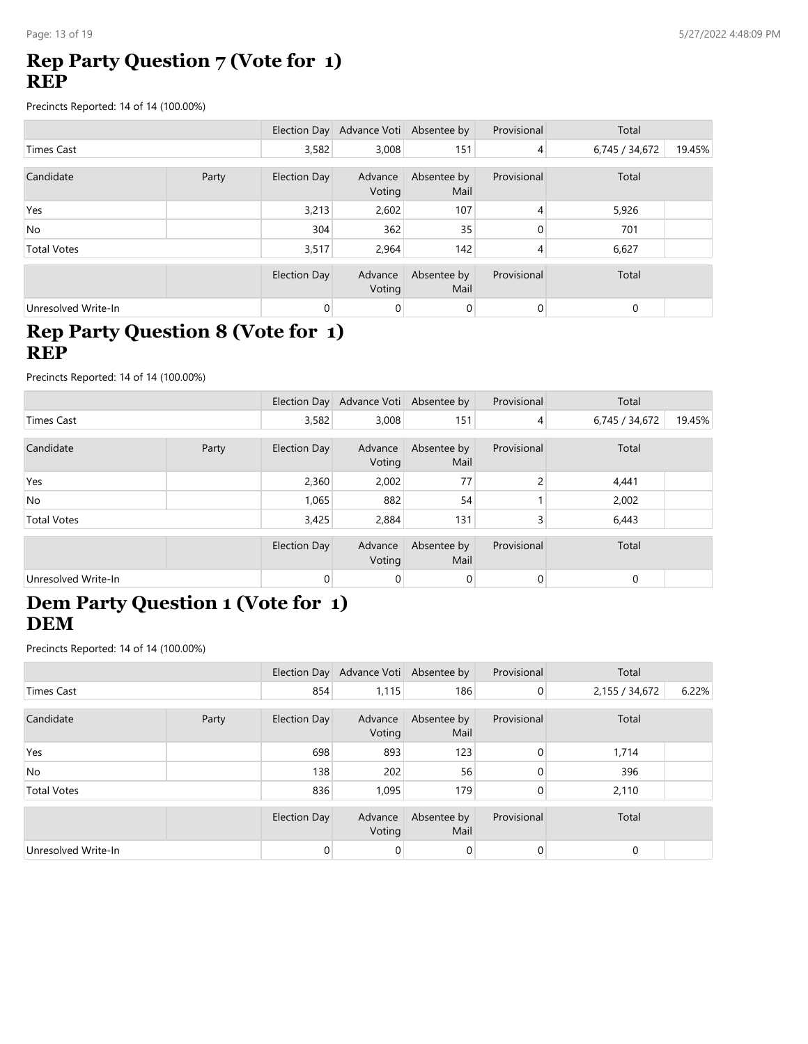## Rep Party Question 7 (Vote for 1)
## REP

Precincts Reported: 14 of 14 (100.00%)

| | | Election Day | Advance Voti | Absentee by | Provisional | Total | |
|---|---|---|---|---|---|---|---|
| Times Cast | | 3,582 | 3,008 | 151 | 4 | 6,745 / 34,672 | 19.45% |

| Candidate | Party | Election Day | Advance Voting | Absentee by Mail | Provisional | Total | |
|---|---|---|---|---|---|---|---|
| Yes | | 3,213 | 2,602 | 107 | 4 | 5,926 | |
| No | | 304 | 362 | 35 | 0 | 701 | |
| Total Votes | | 3,517 | 2,964 | 142 | 4 | 6,627 | |

| | | Election Day | Advance Voting | Absentee by Mail | Provisional | Total | |
|---|---|---|---|---|---|---|---|
| Unresolved Write-In | | 0 | 0 | 0 | 0 | 0 | |

## Rep Party Question 8 (Vote for 1)
## REP

Precincts Reported: 14 of 14 (100.00%)

| | | Election Day | Advance Voti | Absentee by | Provisional | Total | |
|---|---|---|---|---|---|---|---|
| Times Cast | | 3,582 | 3,008 | 151 | 4 | 6,745 / 34,672 | 19.45% |

| Candidate | Party | Election Day | Advance Voting | Absentee by Mail | Provisional | Total | |
|---|---|---|---|---|---|---|---|
| Yes | | 2,360 | 2,002 | 77 | 2 | 4,441 | |
| No | | 1,065 | 882 | 54 | 1 | 2,002 | |
| Total Votes | | 3,425 | 2,884 | 131 | 3 | 6,443 | |

| | | Election Day | Advance Voting | Absentee by Mail | Provisional | Total | |
|---|---|---|---|---|---|---|---|
| Unresolved Write-In | | 0 | 0 | 0 | 0 | 0 | |

## Dem Party Question 1 (Vote for 1)
## DEM

Precincts Reported: 14 of 14 (100.00%)

| | | Election Day | Advance Voti | Absentee by | Provisional | Total | |
|---|---|---|---|---|---|---|---|
| Times Cast | | 854 | 1,115 | 186 | 0 | 2,155 / 34,672 | 6.22% |

| Candidate | Party | Election Day | Advance Voting | Absentee by Mail | Provisional | Total | |
|---|---|---|---|---|---|---|---|
| Yes | | 698 | 893 | 123 | 0 | 1,714 | |
| No | | 138 | 202 | 56 | 0 | 396 | |
| Total Votes | | 836 | 1,095 | 179 | 0 | 2,110 | |

| | | Election Day | Advance Voting | Absentee by Mail | Provisional | Total | |
|---|---|---|---|---|---|---|---|
| Unresolved Write-In | | 0 | 0 | 0 | 0 | 0 | |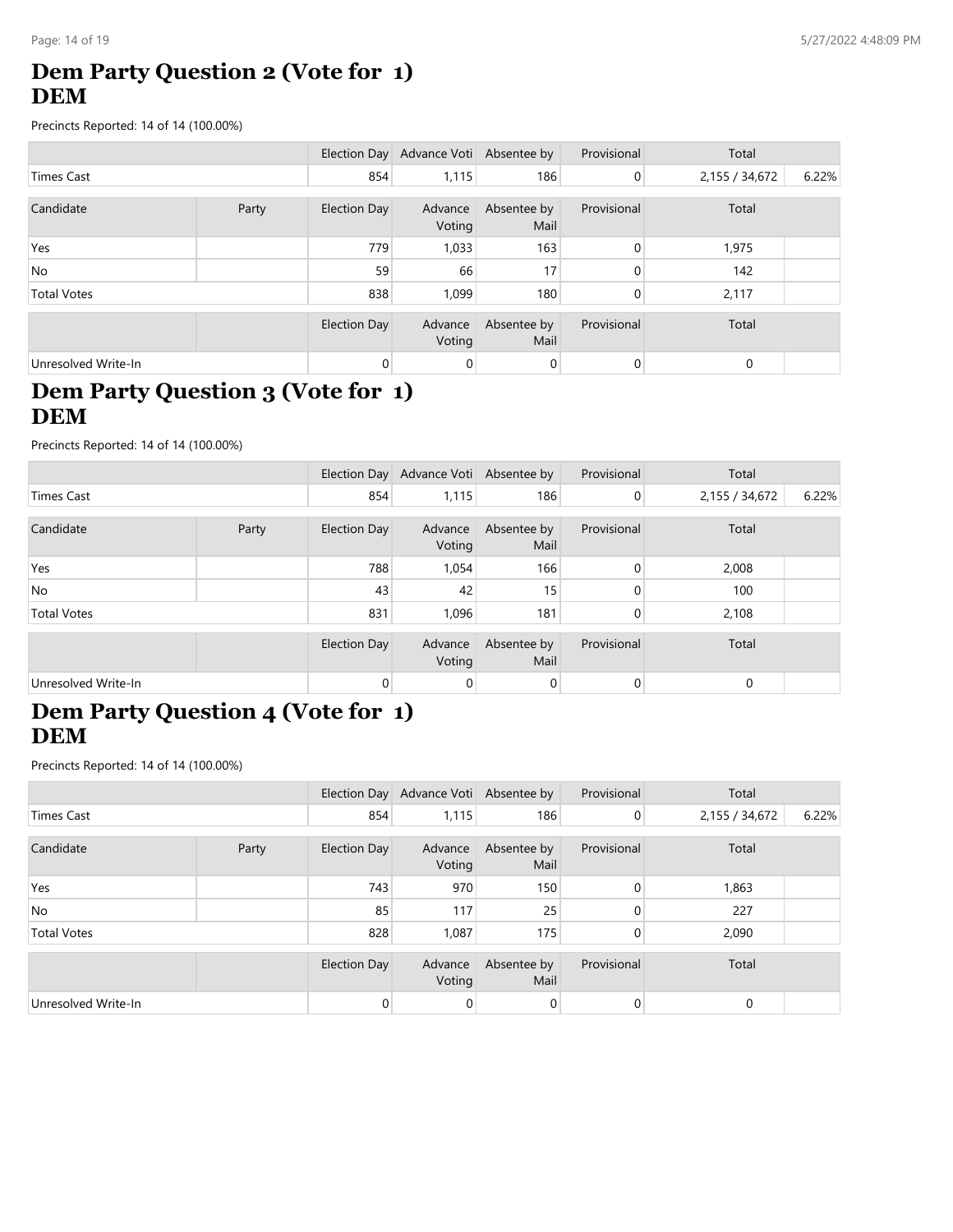## Dem Party Question 2 (Vote for 1)
## DEM

Precincts Reported: 14 of 14 (100.00%)

| | | Election Day | Advance Voti | Absentee by | Provisional | Total | |
|---|---|---|---|---|---|---|---|
| Times Cast | | 854 | 1,115 | 186 | 0 | 2,155 / 34,672 | 6.22% |

| Candidate | Party | Election Day | Advance Voting | Absentee by Mail | Provisional | Total | |
|---|---|---|---|---|---|---|---|
| Yes | | 779 | 1,033 | 163 | 0 | 1,975 | |
| No | | 59 | 66 | 17 | 0 | 142 | |
| Total Votes | | 838 | 1,099 | 180 | 0 | 2,117 | |

| | | Election Day | Advance Voting | Absentee by Mail | Provisional | Total | |
|---|---|---|---|---|---|---|---|
| Unresolved Write-In | | 0 | 0 | 0 | 0 | 0 | |

## Dem Party Question 3 (Vote for 1)
## DEM

Precincts Reported: 14 of 14 (100.00%)

| | | Election Day | Advance Voti | Absentee by | Provisional | Total | |
|---|---|---|---|---|---|---|---|
| Times Cast | | 854 | 1,115 | 186 | 0 | 2,155 / 34,672 | 6.22% |

| Candidate | Party | Election Day | Advance Voting | Absentee by Mail | Provisional | Total | |
|---|---|---|---|---|---|---|---|
| Yes | | 788 | 1,054 | 166 | 0 | 2,008 | |
| No | | 43 | 42 | 15 | 0 | 100 | |
| Total Votes | | 831 | 1,096 | 181 | 0 | 2,108 | |

| | | Election Day | Advance Voting | Absentee by Mail | Provisional | Total | |
|---|---|---|---|---|---|---|---|
| Unresolved Write-In | | 0 | 0 | 0 | 0 | 0 | |

## Dem Party Question 4 (Vote for 1)
## DEM

Precincts Reported: 14 of 14 (100.00%)

| | | Election Day | Advance Voti | Absentee by | Provisional | Total | |
|---|---|---|---|---|---|---|---|
| Times Cast | | 854 | 1,115 | 186 | 0 | 2,155 / 34,672 | 6.22% |

| Candidate | Party | Election Day | Advance Voting | Absentee by Mail | Provisional | Total | |
|---|---|---|---|---|---|---|---|
| Yes | | 743 | 970 | 150 | 0 | 1,863 | |
| No | | 85 | 117 | 25 | 0 | 227 | |
| Total Votes | | 828 | 1,087 | 175 | 0 | 2,090 | |

| | | Election Day | Advance Voting | Absentee by Mail | Provisional | Total | |
|---|---|---|---|---|---|---|---|
| Unresolved Write-In | | 0 | 0 | 0 | 0 | 0 | |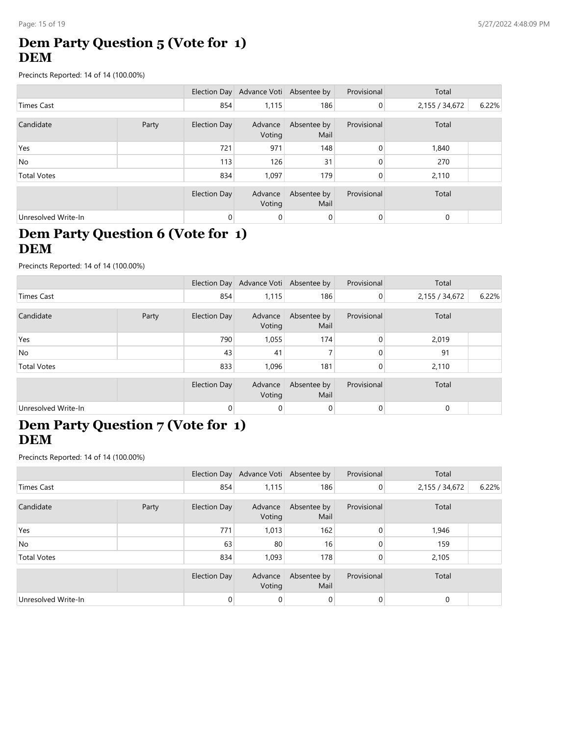# Dem Party Question 5 (Vote for 1) DEM

Precincts Reported: 14 of 14 (100.00%)

| | | Election Day | Advance Voti | Absentee by | Provisional | Total | |
|---|---|---|---|---|---|---|---|
| Times Cast | | 854 | 1,115 | 186 | 0 | 2,155 / 34,672 | 6.22% |

| Candidate | Party | Election Day | Advance Voting | Absentee by Mail | Provisional | Total | |
|---|---|---|---|---|---|---|---|
| Yes | | 721 | 971 | 148 | 0 | 1,840 | |
| No | | 113 | 126 | 31 | 0 | 270 | |
| Total Votes | | 834 | 1,097 | 179 | 0 | 2,110 | |

| | | Election Day | Advance Voting | Absentee by Mail | Provisional | Total | |
|---|---|---|---|---|---|---|---|
| Unresolved Write-In | | 0 | 0 | 0 | 0 | 0 | |

# Dem Party Question 6 (Vote for 1) DEM

Precincts Reported: 14 of 14 (100.00%)

| | | Election Day | Advance Voti | Absentee by | Provisional | Total | |
|---|---|---|---|---|---|---|---|
| Times Cast | | 854 | 1,115 | 186 | 0 | 2,155 / 34,672 | 6.22% |

| Candidate | Party | Election Day | Advance Voting | Absentee by Mail | Provisional | Total | |
|---|---|---|---|---|---|---|---|
| Yes | | 790 | 1,055 | 174 | 0 | 2,019 | |
| No | | 43 | 41 | 7 | 0 | 91 | |
| Total Votes | | 833 | 1,096 | 181 | 0 | 2,110 | |

| | | Election Day | Advance Voting | Absentee by Mail | Provisional | Total | |
|---|---|---|---|---|---|---|---|
| Unresolved Write-In | | 0 | 0 | 0 | 0 | 0 | |

# Dem Party Question 7 (Vote for 1) DEM

Precincts Reported: 14 of 14 (100.00%)

| | | Election Day | Advance Voti | Absentee by | Provisional | Total | |
|---|---|---|---|---|---|---|---|
| Times Cast | | 854 | 1,115 | 186 | 0 | 2,155 / 34,672 | 6.22% |

| Candidate | Party | Election Day | Advance Voting | Absentee by Mail | Provisional | Total | |
|---|---|---|---|---|---|---|---|
| Yes | | 771 | 1,013 | 162 | 0 | 1,946 | |
| No | | 63 | 80 | 16 | 0 | 159 | |
| Total Votes | | 834 | 1,093 | 178 | 0 | 2,105 | |

| | | Election Day | Advance Voting | Absentee by Mail | Provisional | Total | |
|---|---|---|---|---|---|---|---|
| Unresolved Write-In | | 0 | 0 | 0 | 0 | 0 | |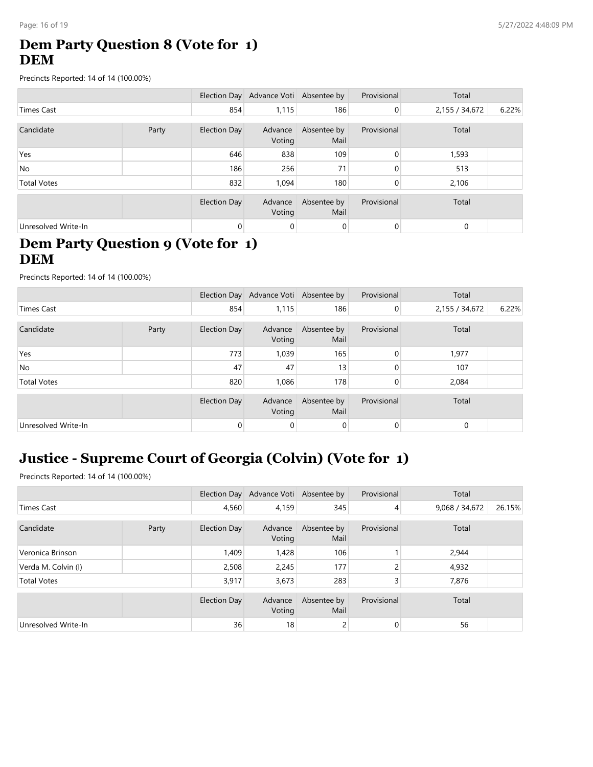# Dem Party Question 8 (Vote for 1)
## DEM

Precincts Reported: 14 of 14 (100.00%)

| | | Election Day | Advance Voti | Absentee by | Provisional | Total | |
|---|---|---|---|---|---|---|---|
| Times Cast | | 854 | 1,115 | 186 | 0 | 2,155 / 34,672 | 6.22% |

| Candidate | Party | Election Day | Advance Voting | Absentee by Mail | Provisional | Total | |
|---|---|---|---|---|---|---|---|
| Yes | | 646 | 838 | 109 | 0 | 1,593 | |
| No | | 186 | 256 | 71 | 0 | 513 | |
| Total Votes | | 832 | 1,094 | 180 | 0 | 2,106 | |

| | | Election Day | Advance Voting | Absentee by Mail | Provisional | Total | |
|---|---|---|---|---|---|---|---|
| Unresolved Write-In | | 0 | 0 | 0 | 0 | 0 | |

# Dem Party Question 9 (Vote for 1)
## DEM

Precincts Reported: 14 of 14 (100.00%)

| | | Election Day | Advance Voti | Absentee by | Provisional | Total | |
|---|---|---|---|---|---|---|---|
| Times Cast | | 854 | 1,115 | 186 | 0 | 2,155 / 34,672 | 6.22% |

| Candidate | Party | Election Day | Advance Voting | Absentee by Mail | Provisional | Total | |
|---|---|---|---|---|---|---|---|
| Yes | | 773 | 1,039 | 165 | 0 | 1,977 | |
| No | | 47 | 47 | 13 | 0 | 107 | |
| Total Votes | | 820 | 1,086 | 178 | 0 | 2,084 | |

| | | Election Day | Advance Voting | Absentee by Mail | Provisional | Total | |
|---|---|---|---|---|---|---|---|
| Unresolved Write-In | | 0 | 0 | 0 | 0 | 0 | |

# Justice - Supreme Court of Georgia (Colvin) (Vote for 1)

Precincts Reported: 14 of 14 (100.00%)

| | | Election Day | Advance Voti | Absentee by | Provisional | Total | |
|---|---|---|---|---|---|---|---|
| Times Cast | | 4,560 | 4,159 | 345 | 4 | 9,068 / 34,672 | 26.15% |

| Candidate | Party | Election Day | Advance Voting | Absentee by Mail | Provisional | Total | |
|---|---|---|---|---|---|---|---|
| Veronica Brinson | | 1,409 | 1,428 | 106 | 1 | 2,944 | |
| Verda M. Colvin (I) | | 2,508 | 2,245 | 177 | 2 | 4,932 | |
| Total Votes | | 3,917 | 3,673 | 283 | 3 | 7,876 | |

| | | Election Day | Advance Voting | Absentee by Mail | Provisional | Total | |
|---|---|---|---|---|---|---|---|
| Unresolved Write-In | | 36 | 18 | 2 | 0 | 56 | |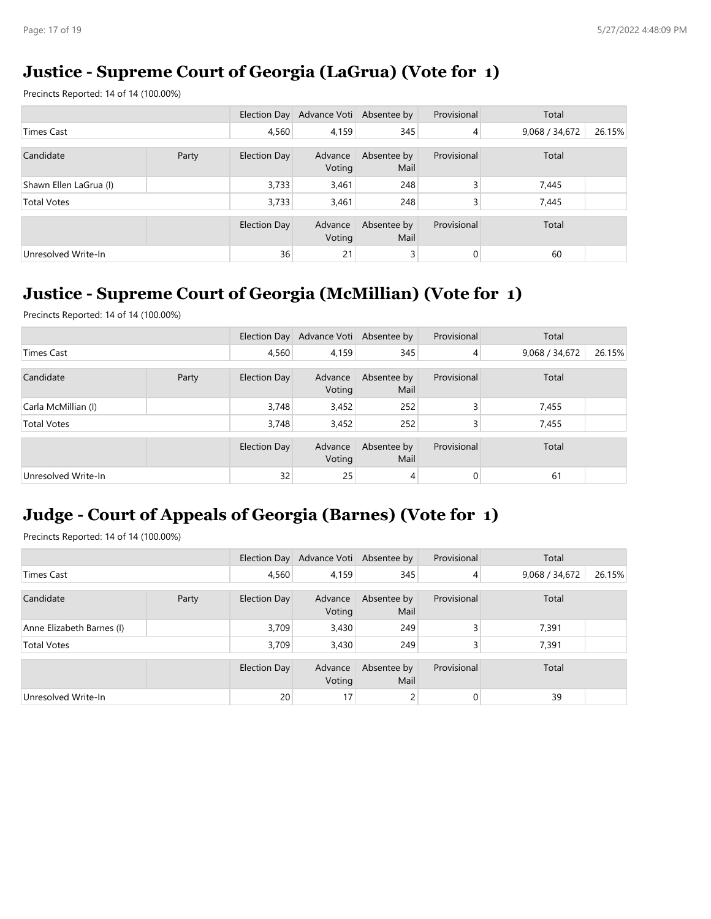## Justice - Supreme Court of Georgia (LaGrua) (Vote for 1)

Precincts Reported: 14 of 14 (100.00%)

| | | Election Day | Advance Voti | Absentee by | Provisional | Total | |
|---|---|---|---|---|---|---|---|
| Times Cast | | 4,560 | 4,159 | 345 | 4 | 9,068 / 34,672 | 26.15% |

| Candidate | Party | Election Day | Advance Voting | Absentee by Mail | Provisional | Total | |
|---|---|---|---|---|---|---|---|
| Shawn Ellen LaGrua (I) | | 3,733 | 3,461 | 248 | 3 | 7,445 | |
| Total Votes | | 3,733 | 3,461 | 248 | 3 | 7,445 | |

| | | Election Day | Advance Voting | Absentee by Mail | Provisional | Total | |
|---|---|---|---|---|---|---|---|
| Unresolved Write-In | | 36 | 21 | 3 | 0 | 60 | |

## Justice - Supreme Court of Georgia (McMillian) (Vote for 1)

Precincts Reported: 14 of 14 (100.00%)

| | | Election Day | Advance Voti | Absentee by | Provisional | Total | |
|---|---|---|---|---|---|---|---|
| Times Cast | | 4,560 | 4,159 | 345 | 4 | 9,068 / 34,672 | 26.15% |

| Candidate | Party | Election Day | Advance Voting | Absentee by Mail | Provisional | Total | |
|---|---|---|---|---|---|---|---|
| Carla McMillian (I) | | 3,748 | 3,452 | 252 | 3 | 7,455 | |
| Total Votes | | 3,748 | 3,452 | 252 | 3 | 7,455 | |

| | | Election Day | Advance Voting | Absentee by Mail | Provisional | Total | |
|---|---|---|---|---|---|---|---|
| Unresolved Write-In | | 32 | 25 | 4 | 0 | 61 | |

## Judge - Court of Appeals of Georgia (Barnes) (Vote for 1)

Precincts Reported: 14 of 14 (100.00%)

| | | Election Day | Advance Voti | Absentee by | Provisional | Total | |
|---|---|---|---|---|---|---|---|
| Times Cast | | 4,560 | 4,159 | 345 | 4 | 9,068 / 34,672 | 26.15% |

| Candidate | Party | Election Day | Advance Voting | Absentee by Mail | Provisional | Total | |
|---|---|---|---|---|---|---|---|
| Anne Elizabeth Barnes (I) | | 3,709 | 3,430 | 249 | 3 | 7,391 | |
| Total Votes | | 3,709 | 3,430 | 249 | 3 | 7,391 | |

| | | Election Day | Advance Voting | Absentee by Mail | Provisional | Total | |
|---|---|---|---|---|---|---|---|
| Unresolved Write-In | | 20 | 17 | 2 | 0 | 39 | |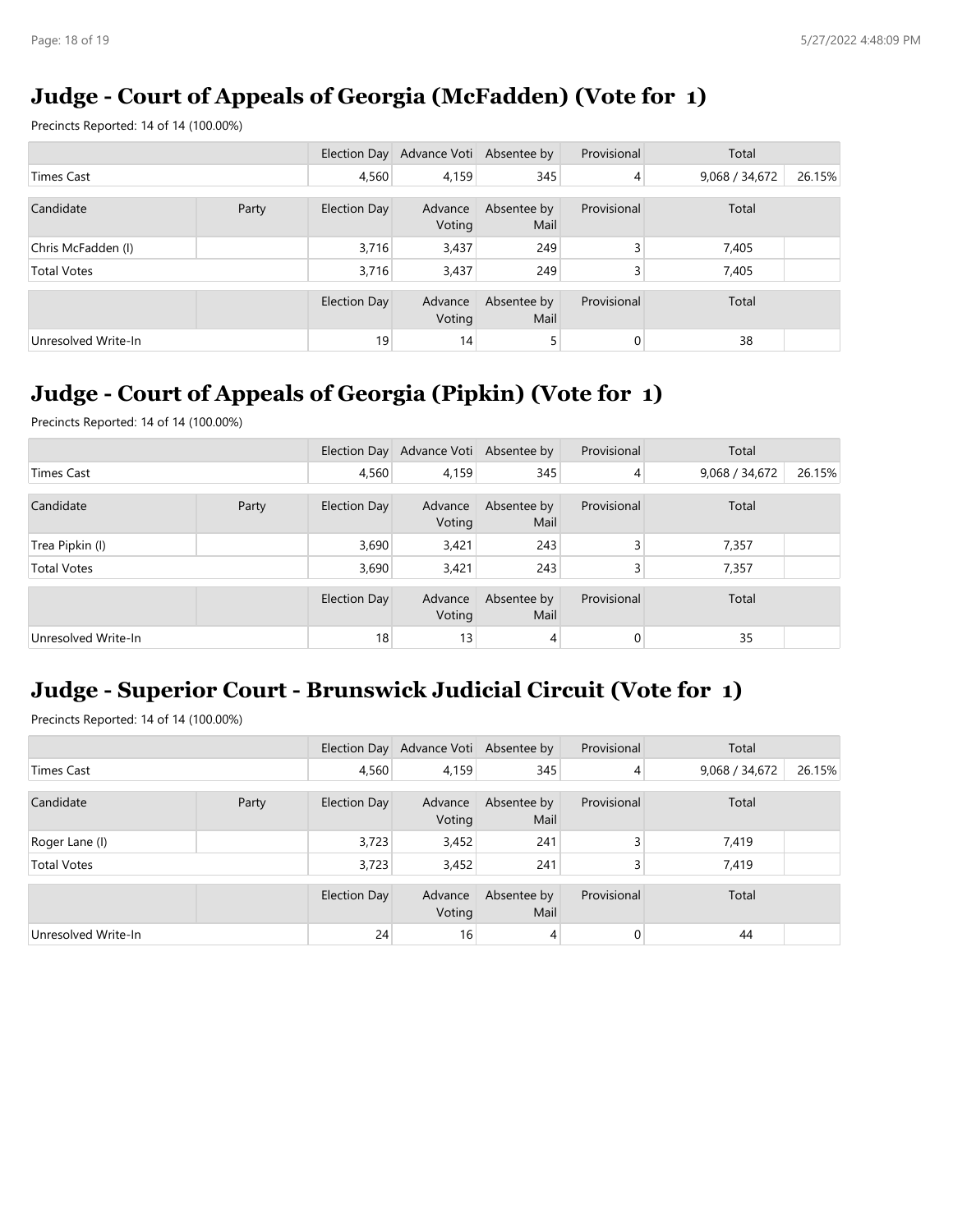## Judge - Court of Appeals of Georgia (McFadden) (Vote for 1)

Precincts Reported: 14 of 14 (100.00%)

| | | Election Day | Advance Voti | Absentee by | Provisional | Total | |
|---|---|---|---|---|---|---|---|
| Times Cast | | 4,560 | 4,159 | 345 | 4 | 9,068 / 34,672 | 26.15% |

| Candidate | Party | Election Day | Advance Voting | Absentee by Mail | Provisional | Total | |
|---|---|---|---|---|---|---|---|
| Chris McFadden (I) | | 3,716 | 3,437 | 249 | 3 | 7,405 | |
| Total Votes | | 3,716 | 3,437 | 249 | 3 | 7,405 | |

| | | Election Day | Advance Voting | Absentee by Mail | Provisional | Total | |
|---|---|---|---|---|---|---|---|
| Unresolved Write-In | | 19 | 14 | 5 | 0 | 38 | |

## Judge - Court of Appeals of Georgia (Pipkin) (Vote for 1)

Precincts Reported: 14 of 14 (100.00%)

| | | Election Day | Advance Voti | Absentee by | Provisional | Total | |
|---|---|---|---|---|---|---|---|
| Times Cast | | 4,560 | 4,159 | 345 | 4 | 9,068 / 34,672 | 26.15% |

| Candidate | Party | Election Day | Advance Voting | Absentee by Mail | Provisional | Total | |
|---|---|---|---|---|---|---|---|
| Trea Pipkin (I) | | 3,690 | 3,421 | 243 | 3 | 7,357 | |
| Total Votes | | 3,690 | 3,421 | 243 | 3 | 7,357 | |

| | | Election Day | Advance Voting | Absentee by Mail | Provisional | Total | |
|---|---|---|---|---|---|---|---|
| Unresolved Write-In | | 18 | 13 | 4 | 0 | 35 | |

## Judge - Superior Court - Brunswick Judicial Circuit (Vote for 1)

Precincts Reported: 14 of 14 (100.00%)

| | | Election Day | Advance Voti | Absentee by | Provisional | Total | |
|---|---|---|---|---|---|---|---|
| Times Cast | | 4,560 | 4,159 | 345 | 4 | 9,068 / 34,672 | 26.15% |

| Candidate | Party | Election Day | Advance Voting | Absentee by Mail | Provisional | Total | |
|---|---|---|---|---|---|---|---|
| Roger Lane (I) | | 3,723 | 3,452 | 241 | 3 | 7,419 | |
| Total Votes | | 3,723 | 3,452 | 241 | 3 | 7,419 | |

| | | Election Day | Advance Voting | Absentee by Mail | Provisional | Total | |
|---|---|---|---|---|---|---|---|
| Unresolved Write-In | | 24 | 16 | 4 | 0 | 44 | |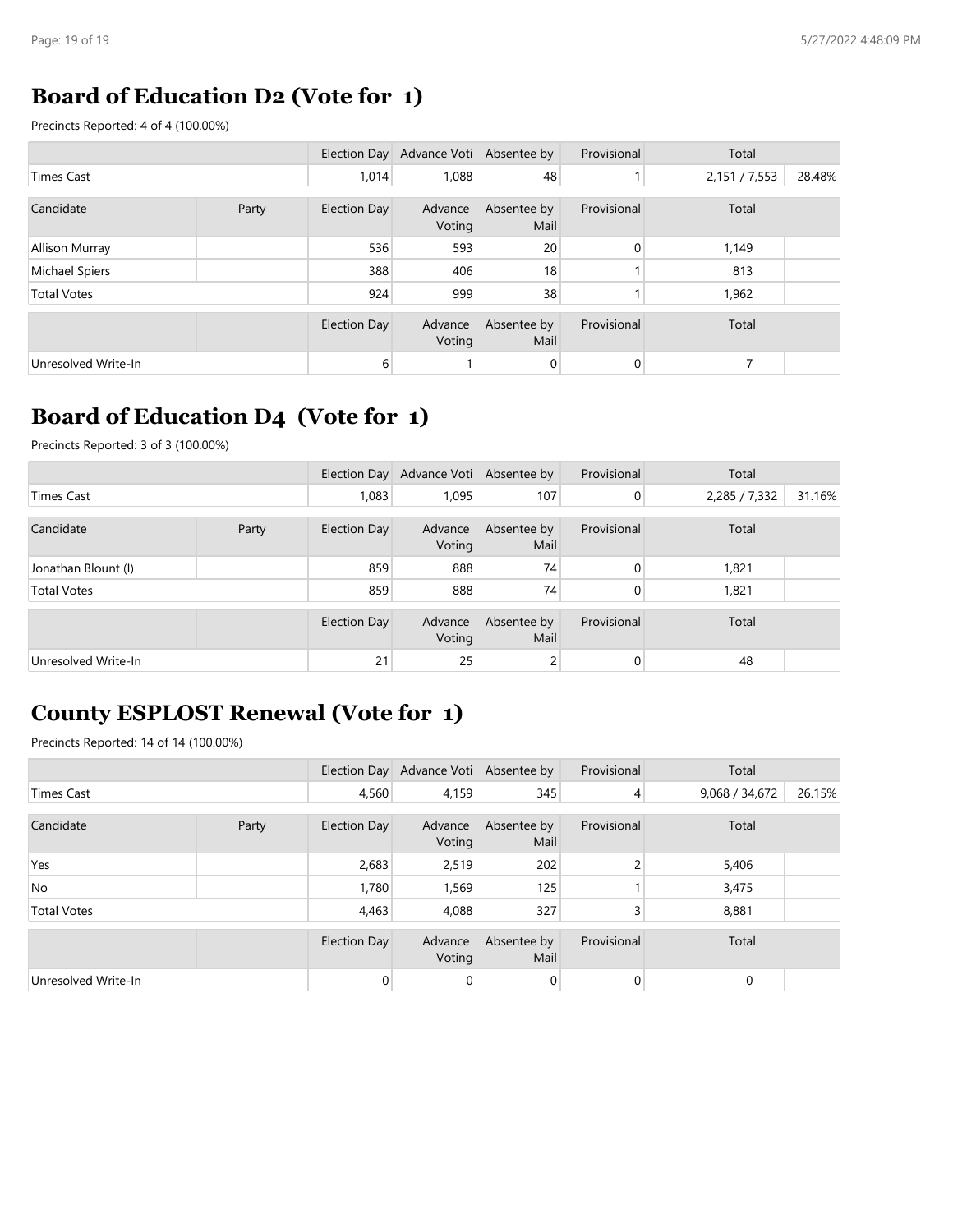## Board of Education D2 (Vote for 1)

Precincts Reported: 4 of 4 (100.00%)

| | | Election Day | Advance Voti | Absentee by | Provisional | Total | |
|---|---|---|---|---|---|---|---|
| Times Cast | | 1,014 | 1,088 | 48 | 1 | 2,151 / 7,553 | 28.48% |

| Candidate | Party | Election Day | Advance Voting | Absentee by Mail | Provisional | Total | |
|---|---|---|---|---|---|---|---|
| Allison Murray | | 536 | 593 | 20 | 0 | 1,149 | |
| Michael Spiers | | 388 | 406 | 18 | 1 | 813 | |
| Total Votes | | 924 | 999 | 38 | 1 | 1,962 | |

| | | Election Day | Advance Voting | Absentee by Mail | Provisional | Total | |
|---|---|---|---|---|---|---|---|
| Unresolved Write-In | | 6 | 1 | 0 | 0 | 7 | |

## Board of Education D4 (Vote for 1)

Precincts Reported: 3 of 3 (100.00%)

| | | Election Day | Advance Voti | Absentee by | Provisional | Total | |
|---|---|---|---|---|---|---|---|
| Times Cast | | 1,083 | 1,095 | 107 | 0 | 2,285 / 7,332 | 31.16% |

| Candidate | Party | Election Day | Advance Voting | Absentee by Mail | Provisional | Total | |
|---|---|---|---|---|---|---|---|
| Jonathan Blount (I) | | 859 | 888 | 74 | 0 | 1,821 | |
| Total Votes | | 859 | 888 | 74 | 0 | 1,821 | |

| | | Election Day | Advance Voting | Absentee by Mail | Provisional | Total | |
|---|---|---|---|---|---|---|---|
| Unresolved Write-In | | 21 | 25 | 2 | 0 | 48 | |

## County ESPLOST Renewal (Vote for 1)

Precincts Reported: 14 of 14 (100.00%)

| | | Election Day | Advance Voti | Absentee by | Provisional | Total | |
|---|---|---|---|---|---|---|---|
| Times Cast | | 4,560 | 4,159 | 345 | 4 | 9,068 / 34,672 | 26.15% |

| Candidate | Party | Election Day | Advance Voting | Absentee by Mail | Provisional | Total | |
|---|---|---|---|---|---|---|---|
| Yes | | 2,683 | 2,519 | 202 | 2 | 5,406 | |
| No | | 1,780 | 1,569 | 125 | 1 | 3,475 | |
| Total Votes | | 4,463 | 4,088 | 327 | 3 | 8,881 | |

| | | Election Day | Advance Voting | Absentee by Mail | Provisional | Total | |
|---|---|---|---|---|---|---|---|
| Unresolved Write-In | | 0 | 0 | 0 | 0 | 0 | |